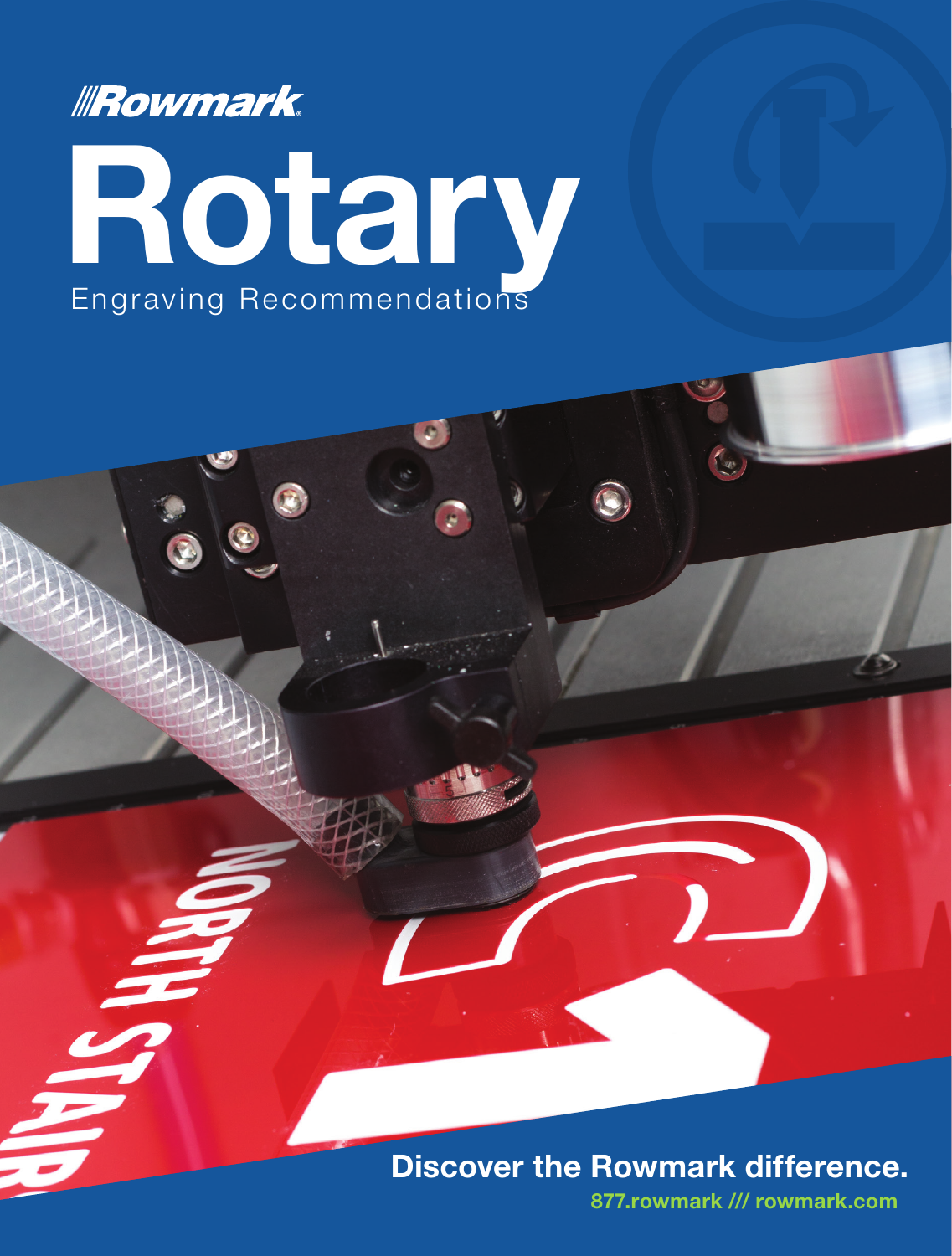///Rowmark®

# Rotary

## Engraving Recommendations

**Discover the Rowmark difference.**

**877.rowmark /// rowmark.com**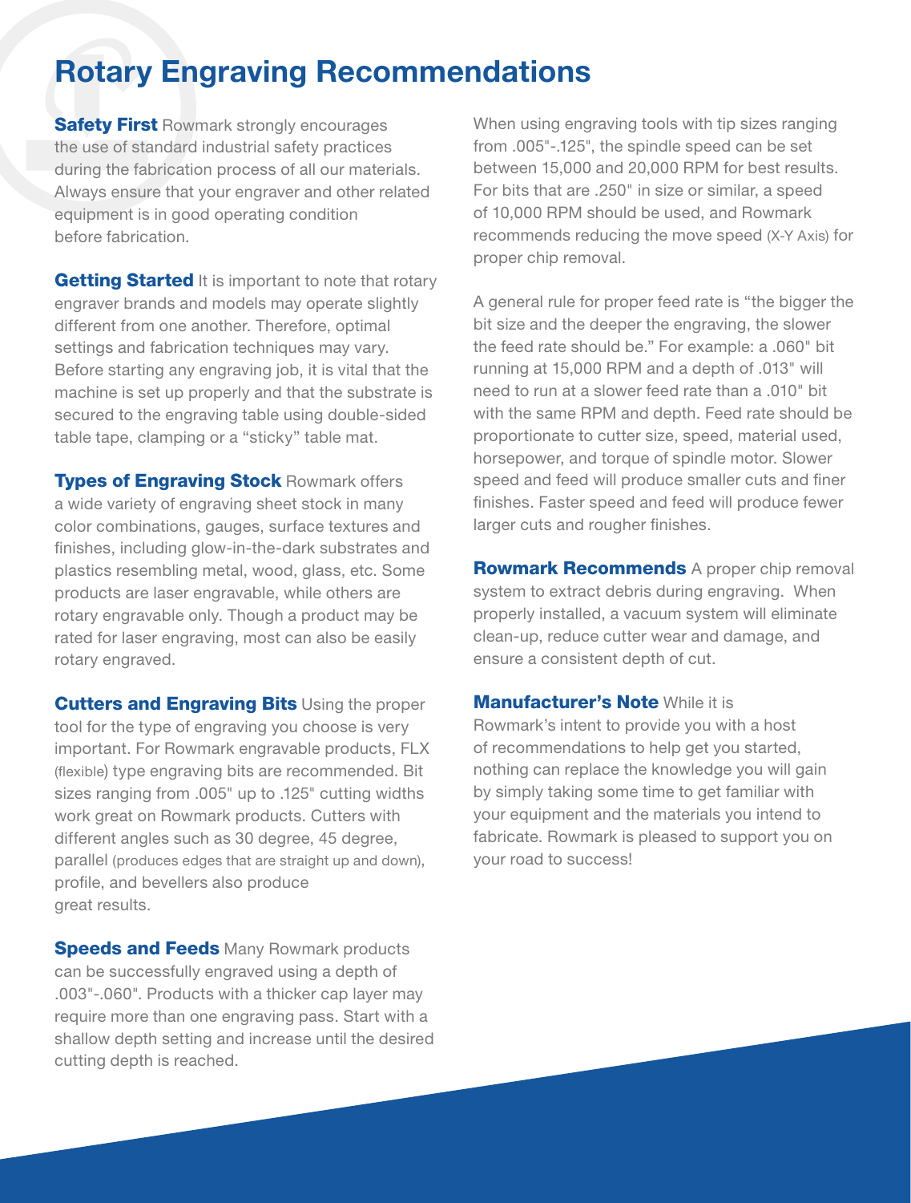# Rotary Engraving Recommendations

**Safety First** Rowmark strongly encourages the use of standard industrial safety practices during the fabrication process of all our materials. Always ensure that your engraver and other related equipment is in good operating condition before fabrication.

**Getting Started** It is important to note that rotary engraver brands and models may operate slightly different from one another. Therefore, optimal settings and fabrication techniques may vary. Before starting any engraving job, it is vital that the machine is set up properly and that the substrate is secured to the engraving table using double-sided table tape, clamping or a "sticky" table mat.

**Types of Engraving Stock** Rowmark offers a wide variety of engraving sheet stock in many color combinations, gauges, surface textures and finishes, including glow-in-the-dark substrates and plastics resembling metal, wood, glass, etc. Some products are laser engravable, while others are rotary engravable only. Though a product may be rated for laser engraving, most can also be easily rotary engraved.

**Cutters and Engraving Bits** Using the proper tool for the type of engraving you choose is very important. For Rowmark engravable products, FLX (flexible) type engraving bits are recommended. Bit sizes ranging from .005" up to .125" cutting widths work great on Rowmark products. Cutters with different angles such as 30 degree, 45 degree, parallel (produces edges that are straight up and down), profile, and bevellers also produce great results.

**Speeds and Feeds** Many Rowmark products can be successfully engraved using a depth of .003"-.060". Products with a thicker cap layer may require more than one engraving pass. Start with a shallow depth setting and increase until the desired cutting depth is reached.

When using engraving tools with tip sizes ranging from .005"-.125", the spindle speed can be set between 15,000 and 20,000 RPM for best results. For bits that are .250" in size or similar, a speed of 10,000 RPM should be used, and Rowmark recommends reducing the move speed (X-Y Axis) for proper chip removal.

A general rule for proper feed rate is "the bigger the bit size and the deeper the engraving, the slower the feed rate should be." For example: a .060" bit running at 15,000 RPM and a depth of .013" will need to run at a slower feed rate than a .010" bit with the same RPM and depth. Feed rate should be proportionate to cutter size, speed, material used, horsepower, and torque of spindle motor. Slower speed and feed will produce smaller cuts and finer finishes. Faster speed and feed will produce fewer larger cuts and rougher finishes.

**Rowmark Recommends** A proper chip removal system to extract debris during engraving. When properly installed, a vacuum system will eliminate clean-up, reduce cutter wear and damage, and ensure a consistent depth of cut.

**Manufacturer's Note** While it is Rowmark's intent to provide you with a host of recommendations to help get you started, nothing can replace the knowledge you will gain by simply taking some time to get familiar with your equipment and the materials you intend to fabricate. Rowmark is pleased to support you on your road to success!